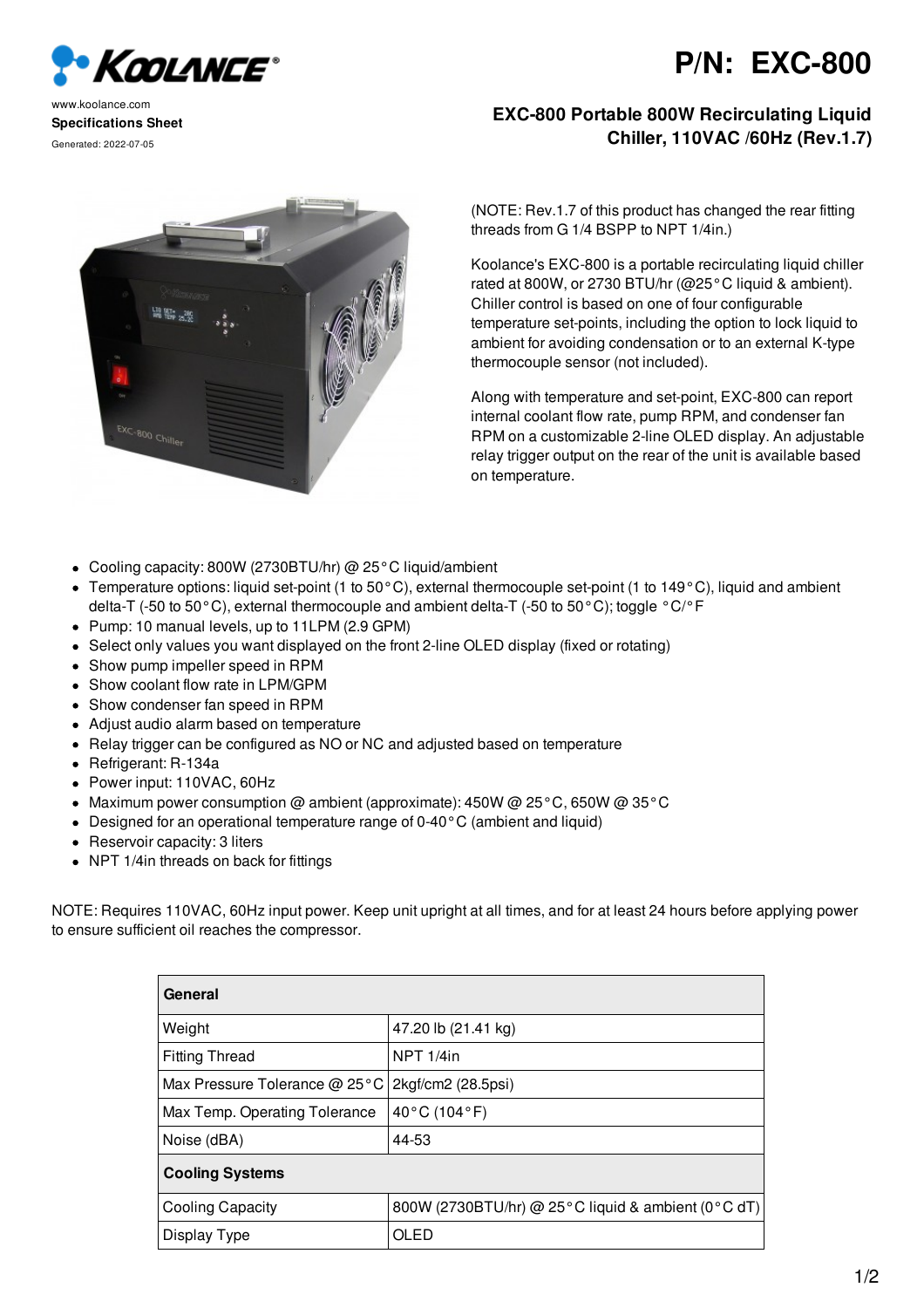www.koolance.com

**Specifications Sheet**

Generated: 2022-07-05

# P/N: EXC-800

## EXC-800 Portable 800W Recirculating Liquid Chiller, 110VAC /60Hz (Rev.1.7)

(NOTE: Rev.1.7 of this product has changed the rear fitting threads from G 1/4 BSPP to NPT 1/4in.)

Koolance's EXC-800 is a portable recirculating liquid chiller rated at 800W, or 2730 BTU/hr (@25°C liquid & ambient). Chiller control is based on one of four configurable temperature set-points, including the option to lock liquid to ambient for avoiding condensation or to an external K-type thermocouple sensor (not included).

Along with temperature and set-point, EXC-800 can report internal coolant flow rate, pump RPM, and condenser fan RPM on a customizable 2-line OLED display. An adjustable relay trigger output on the rear of the unit is available based on temperature.

- Cooling capacity: 800W (2730BTU/hr) @ 25°C liquid/ambient
- Temperature options: liquid set-point (1 to 50°C), external thermocouple set-point (1 to 149°C), liquid and ambient delta-T (-50 to 50°C), external thermocouple and ambient delta-T (-50 to 50°C); toggle °C/°F
- Pump: 10 manual levels, up to 11LPM (2.9 GPM)
- Select only values you want displayed on the front 2-line OLED display (fixed or rotating)
- Show pump impeller speed in RPM
- Show coolant flow rate in LPM/GPM
- Show condenser fan speed in RPM
- Adjust audio alarm based on temperature
- Relay trigger can be configured as NO or NC and adjusted based on temperature
- Refrigerant: R-134a
- Power input: 110VAC, 60Hz
- Maximum power consumption @ ambient (approximate): 450W @ 25°C, 650W @ 35°C
- Designed for an operational temperature range of 0-40°C (ambient and liquid)
- Reservoir capacity: 3 liters
- NPT 1/4in threads on back for fittings

NOTE: Requires 110VAC, 60Hz input power. Keep unit upright at all times, and for at least 24 hours before applying power to ensure sufficient oil reaches the compressor.

| **General** | |
|---|---|
| Weight | 47.20 lb (21.41 kg) |
| Fitting Thread | NPT 1/4in |
| Max Pressure Tolerance @ 25°C | 2kgf/cm2 (28.5psi) |
| Max Temp. Operating Tolerance | 40°C (104°F) |
| Noise (dBA) | 44-53 |
| **Cooling Systems** | |
| Cooling Capacity | 800W (2730BTU/hr) @ 25°C liquid & ambient (0°C dT) |
| Display Type | OLED |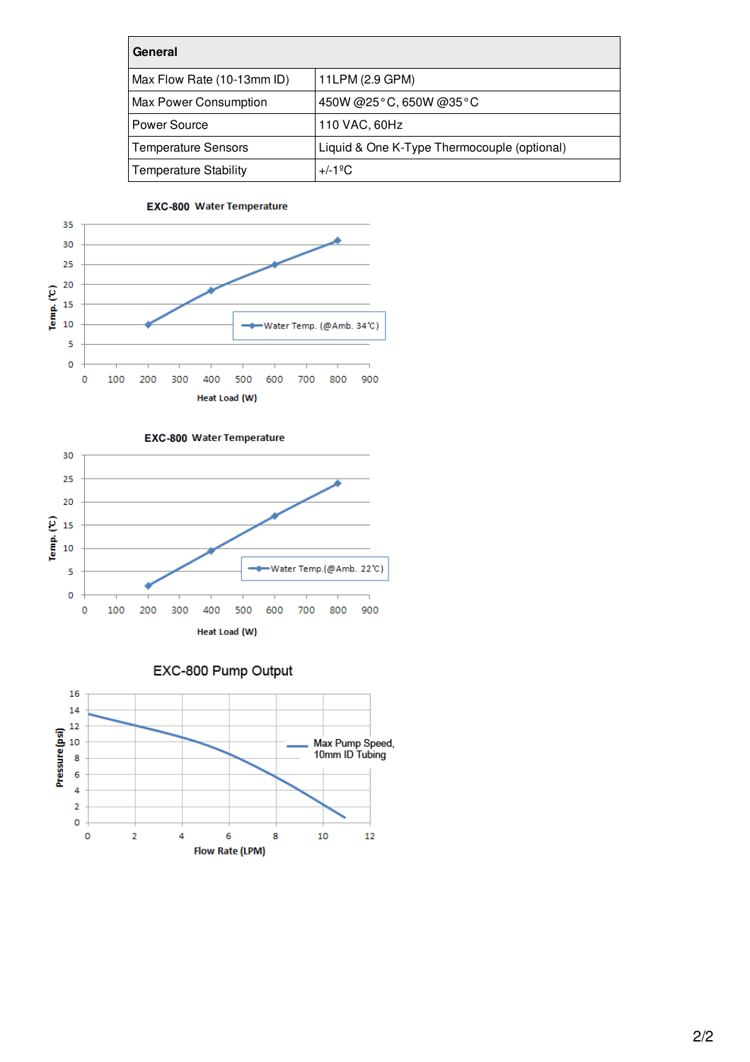| General | |
|---|---|
| Max Flow Rate (10-13mm ID) | 11LPM (2.9 GPM) |
| Max Power Consumption | 450W @25°C, 650W @35°C |
| Power Source | 110 VAC, 60Hz |
| Temperature Sensors | Liquid & One K-Type Thermocouple (optional) |
| Temperature Stability | +/-1ºC |

**EXC-800 Water Temperature**

Water Temp. (@Amb. 34℃)

Temp. (℃) vs. Heat Load (W)

**EXC-800 Water Temperature**

Water Temp.(@Amb. 22℃)

Temp. (℃) vs. Heat Load (W)

**EXC-800 Pump Output**

Max Pump Speed, 10mm ID Tubing

Pressure (psi) vs. Flow Rate (LPM)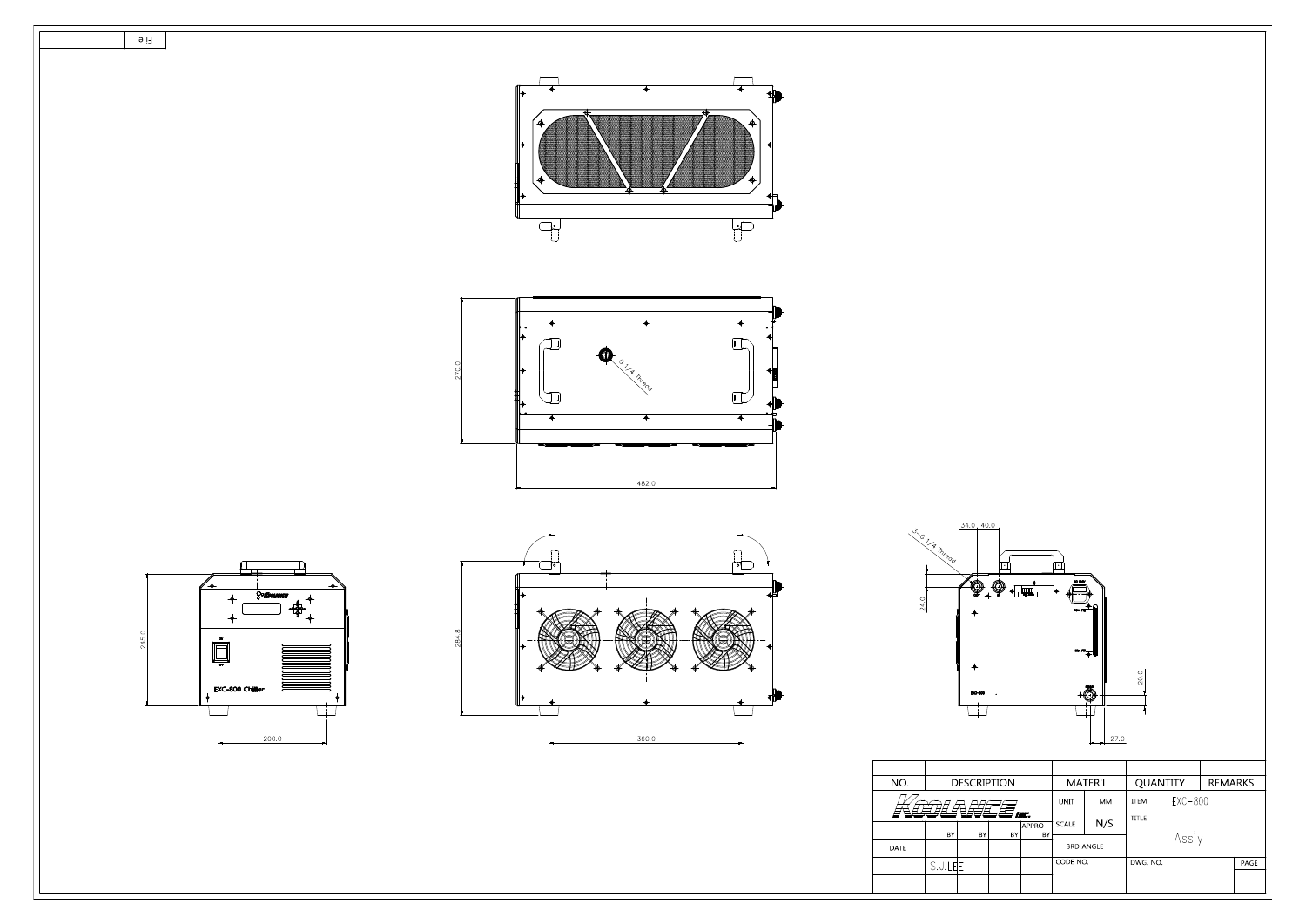File

G 1/4 Thread

270.0

482.0

245.0

EXC-800 Chiller

200.0

284.8

360.0

3-G 1/4 Thread

34.0 40.0

24.0

20.0

27.0

| NO. | DESCRIPTION | | | | MATER'L | | QUANTITY | REMARKS |
|---|---|---|---|---|---|---|---|---|
| KOOLANCE INC. | | | | | UNIT | MM | ITEM EXC-800 | |
| | BY | BY | BY | APPRO BY | SCALE | N/S | TITLE Ass'y | |
| DATE | | | | | 3RD ANGLE | | | |
| | S.J.LEE | | | | CODE NO. | | DWG. NO. | PAGE |